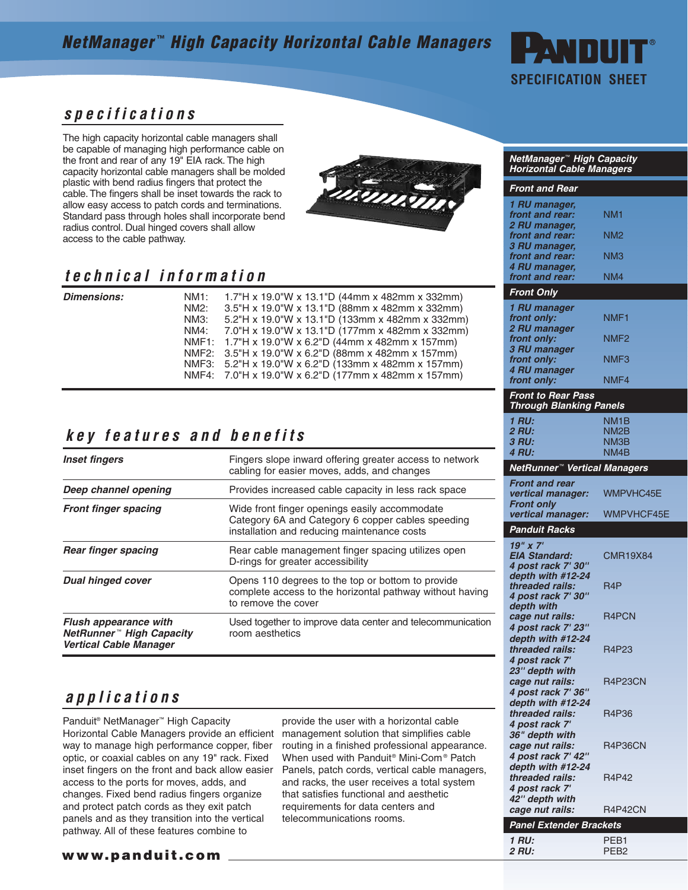# NetManager™ High Capacity Horizontal Cable Managers

**PANDUIT®**

**SPECIFICATION SHEET**

## specifications

The high capacity horizontal cable managers shall be capable of managing high performance cable on the front and rear of any 19" EIA rack. The high capacity horizontal cable managers shall be molded plastic with bend radius fingers that protect the cable. The fingers shall be inset towards the rack to allow easy access to patch cords and terminations. Standard pass through holes shall incorporate bend radius control. Dual hinged covers shall allow access to the cable pathway.

## technical information

| | | |
|---|---|---|
| ***Dimensions:*** | NM1: | 1.7"H x 19.0"W x 13.1"D (44mm x 482mm x 332mm) |
| | NM2: | 3.5"H x 19.0"W x 13.1"D (88mm x 482mm x 332mm) |
| | NM3: | 5.2"H x 19.0"W x 13.1"D (133mm x 482mm x 332mm) |
| | NM4: | 7.0"H x 19.0"W x 13.1"D (177mm x 482mm x 332mm) |
| | NMF1: | 1.7"H x 19.0"W x 6.2"D (44mm x 482mm x 157mm) |
| | NMF2: | 3.5"H x 19.0"W x 6.2"D (88mm x 482mm x 157mm) |
| | NMF3: | 5.2"H x 19.0"W x 6.2"D (133mm x 482mm x 157mm) |
| | NMF4: | 7.0"H x 19.0"W x 6.2"D (177mm x 482mm x 157mm) |

## key features and benefits

| | |
|---|---|
| ***Inset fingers*** | Fingers slope inward offering greater access to network cabling for easier moves, adds, and changes |
| ***Deep channel opening*** | Provides increased cable capacity in less rack space |
| ***Front finger spacing*** | Wide front finger openings easily accommodate Category 6A and Category 6 copper cables speeding installation and reducing maintenance costs |
| ***Rear finger spacing*** | Rear cable management finger spacing utilizes open D-rings for greater accessibility |
| ***Dual hinged cover*** | Opens 110 degrees to the top or bottom to provide complete access to the horizontal pathway without having to remove the cover |
| ***Flush appearance with NetRunner™ High Capacity Vertical Cable Manager*** | Used together to improve data center and telecommunication room aesthetics |

## applications

Panduit® NetManager™ High Capacity Horizontal Cable Managers provide an efficient way to manage high performance copper, fiber optic, or coaxial cables on any 19" rack. Fixed inset fingers on the front and back allow easier access to the ports for moves, adds, and changes. Fixed bend radius fingers organize and protect patch cords as they exit patch panels and as they transition into the vertical pathway. All of these features combine to provide the user with a horizontal cable management solution that simplifies cable routing in a finished professional appearance. When used with Panduit® Mini-Com® Patch Panels, patch cords, vertical cable managers, and racks, the user receives a total system that satisfies functional and aesthetic requirements for data centers and telecommunications rooms.

**www.panduit.com**

| ***NetManager™ High Capacity Horizontal Cable Managers*** | |
|---|---|
| ***Front and Rear*** | |
| ***1 RU manager, front and rear:*** | NM1 |
| ***2 RU manager, front and rear:*** | NM2 |
| ***3 RU manager, front and rear:*** | NM3 |
| ***4 RU manager, front and rear:*** | NM4 |
| ***Front Only*** | |
| ***1 RU manager front only:*** | NMF1 |
| ***2 RU manager front only:*** | NMF2 |
| ***3 RU manager front only:*** | NMF3 |
| ***4 RU manager front only:*** | NMF4 |
| ***Front to Rear Pass Through Blanking Panels*** | |
| ***1 RU:*** | NM1B |
| ***2 RU:*** | NM2B |
| ***3 RU:*** | NM3B |
| ***4 RU:*** | NM4B |
| ***NetRunner™ Vertical Managers*** | |
| ***Front and rear vertical manager:*** | WMPVHC45E |
| ***Front only vertical manager:*** | WMPVHCF45E |
| ***Panduit Racks*** | |
| ***19" x 7' EIA Standard:*** | CMR19X84 |
| ***4 post rack 7' 30" depth with #12-24 threaded rails:*** | R4P |
| ***4 post rack 7' 30" depth with cage nut rails:*** | R4PCN |
| ***4 post rack 7' 23" depth with #12-24 threaded rails:*** | R4P23 |
| ***4 post rack 7' 23" depth with cage nut rails:*** | R4P23CN |
| ***4 post rack 7' 36" depth with #12-24 threaded rails:*** | R4P36 |
| ***4 post rack 7' 36" depth with cage nut rails:*** | R4P36CN |
| ***4 post rack 7' 42" depth with #12-24 threaded rails:*** | R4P42 |
| ***4 post rack 7' 42" depth with cage nut rails:*** | R4P42CN |
| ***Panel Extender Brackets*** | |
| ***1 RU:*** | PEB1 |
| ***2 RU:*** | PEB2 |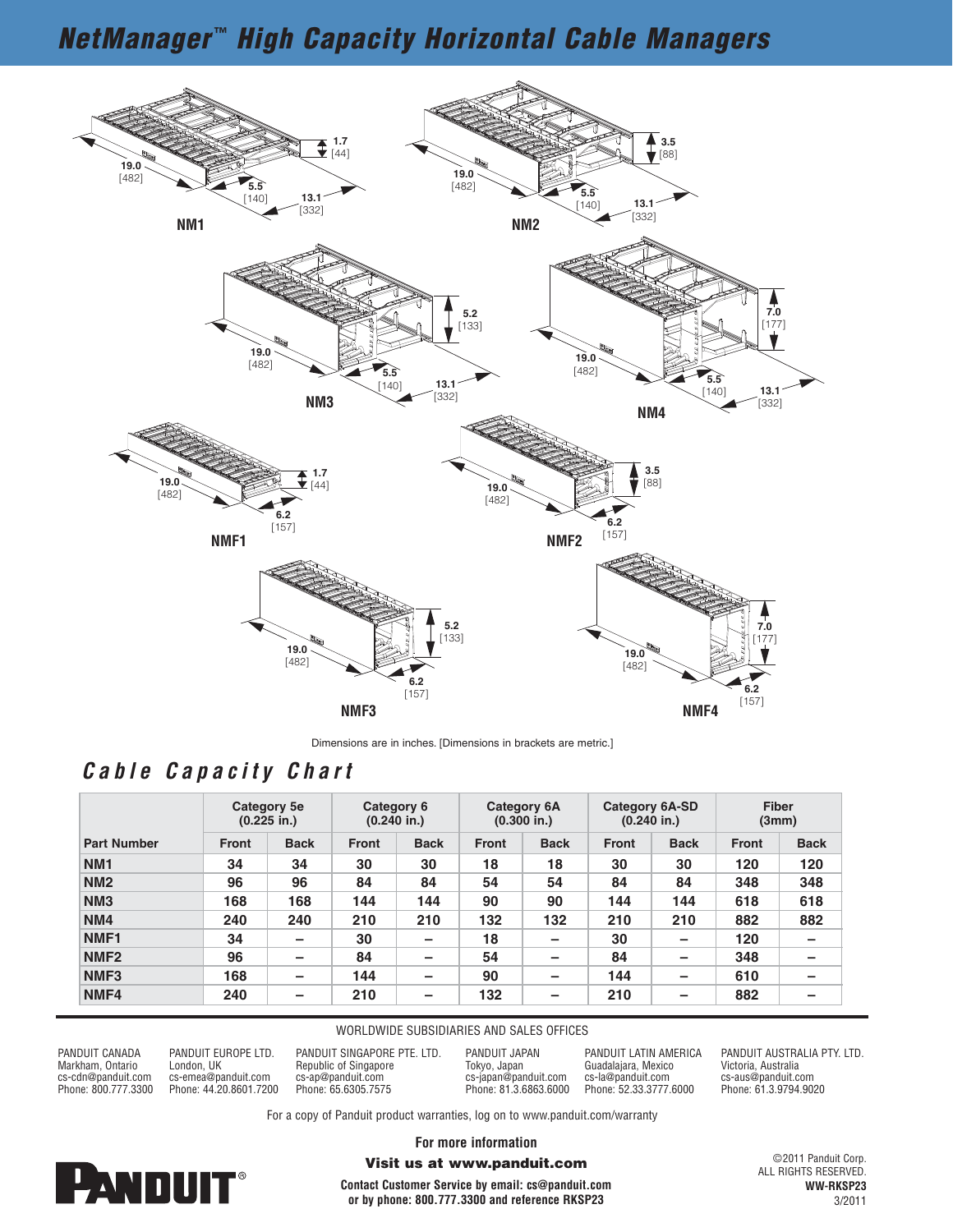# NetManager™ High Capacity Horizontal Cable Managers

NM1

19.0 [482]
5.5 [140]
13.1 [332]
1.7 [44]

NM2

19.0 [482]
5.5 [140]
13.1 [332]
3.5 [88]

NM3

19.0 [482]
5.5 [140]
13.1 [332]
5.2 [133]

NM4

19.0 [482]
5.5 [140]
13.1 [332]
7.0 [177]

NMF1

19.0 [482]
6.2 [157]
1.7 [44]

NMF2

19.0 [482]
6.2 [157]
3.5 [88]

NMF3

19.0 [482]
6.2 [157]
5.2 [133]

NMF4

19.0 [482]
6.2 [157]
7.0 [177]

Dimensions are in inches. [Dimensions in brackets are metric.]

## Cable Capacity Chart

| | Category 5e (0.225 in.) | | Category 6 (0.240 in.) | | Category 6A (0.300 in.) | | Category 6A-SD (0.240 in.) | | Fiber (3mm) | |
|---|---|---|---|---|---|---|---|---|---|---|
| **Part Number** | **Front** | **Back** | **Front** | **Back** | **Front** | **Back** | **Front** | **Back** | **Front** | **Back** |
| **NM1** | 34 | 34 | 30 | 30 | 18 | 18 | 30 | 30 | 120 | 120 |
| **NM2** | 96 | 96 | 84 | 84 | 54 | 54 | 84 | 84 | 348 | 348 |
| **NM3** | 168 | 168 | 144 | 144 | 90 | 90 | 144 | 144 | 618 | 618 |
| **NM4** | 240 | 240 | 210 | 210 | 132 | 132 | 210 | 210 | 882 | 882 |
| **NMF1** | 34 | – | 30 | – | 18 | – | 30 | – | 120 | – |
| **NMF2** | 96 | – | 84 | – | 54 | – | 84 | – | 348 | – |
| **NMF3** | 168 | – | 144 | – | 90 | – | 144 | – | 610 | – |
| **NMF4** | 240 | – | 210 | – | 132 | – | 210 | – | 882 | – |

WORLDWIDE SUBSIDIARIES AND SALES OFFICES

PANDUIT CANADA
Markham, Ontario
cs-cdn@panduit.com
Phone: 800.777.3300

PANDUIT EUROPE LTD.
London, UK
cs-emea@panduit.com
Phone: 44.20.8601.7200

PANDUIT SINGAPORE PTE. LTD.
Republic of Singapore
cs-ap@panduit.com
Phone: 65.6305.7575

PANDUIT JAPAN
Tokyo, Japan
cs-japan@panduit.com
Phone: 81.3.6863.6000

PANDUIT LATIN AMERICA
Guadalajara, Mexico
cs-la@panduit.com
Phone: 52.33.3777.6000

PANDUIT AUSTRALIA PTY. LTD.
Victoria, Australia
cs-aus@panduit.com
Phone: 61.3.9794.9020

For a copy of Panduit product warranties, log on to www.panduit.com/warranty

PANDUIT®

**For more information**

**Visit us at www.panduit.com**

**Contact Customer Service by email: cs@panduit.com**
**or by phone: 800.777.3300 and reference RKSP23**

©2011 Panduit Corp.
ALL RIGHTS RESERVED.
**WW-RKSP23**
3/2011